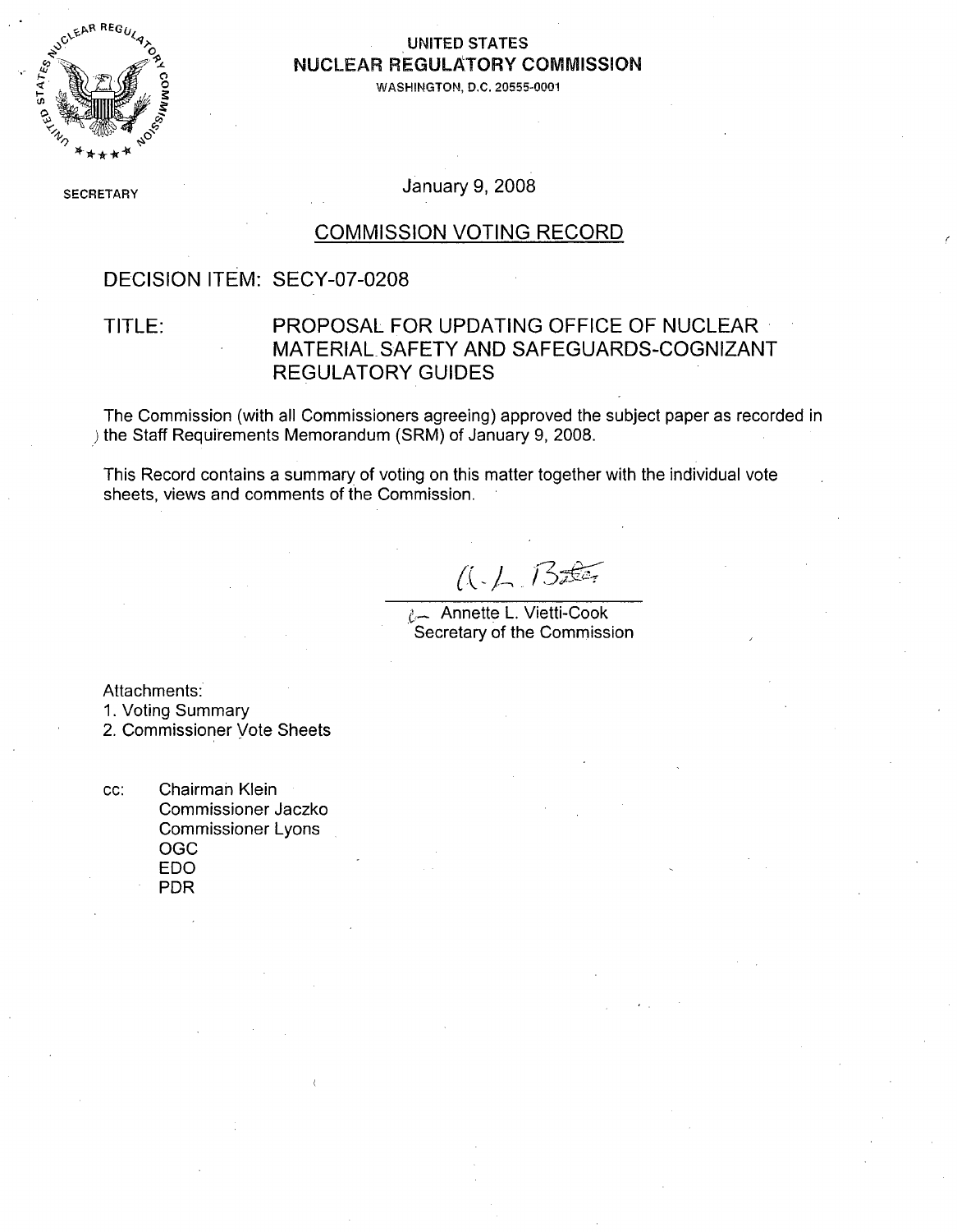UNITED STATES
**NUCLEAR REGULATORY COMMISSION**
WASHINGTON, D.C. 20555-0001

SECRETARY

January 9, 2008

## COMMISSION VOTING RECORD

DECISION ITEM: SECY-07-0208

TITLE: PROPOSAL FOR UPDATING OFFICE OF NUCLEAR MATERIAL SAFETY AND SAFEGUARDS-COGNIZANT REGULATORY GUIDES

The Commission (with all Commissioners agreeing) approved the subject paper as recorded in the Staff Requirements Memorandum (SRM) of January 9, 2008.

This Record contains a summary of voting on this matter together with the individual vote sheets, views and comments of the Commission.

Annette L. Vietti-Cook
Secretary of the Commission

Attachments:
1. Voting Summary
2. Commissioner Vote Sheets

cc: Chairman Klein
Commissioner Jaczko
Commissioner Lyons
OGC
EDO
PDR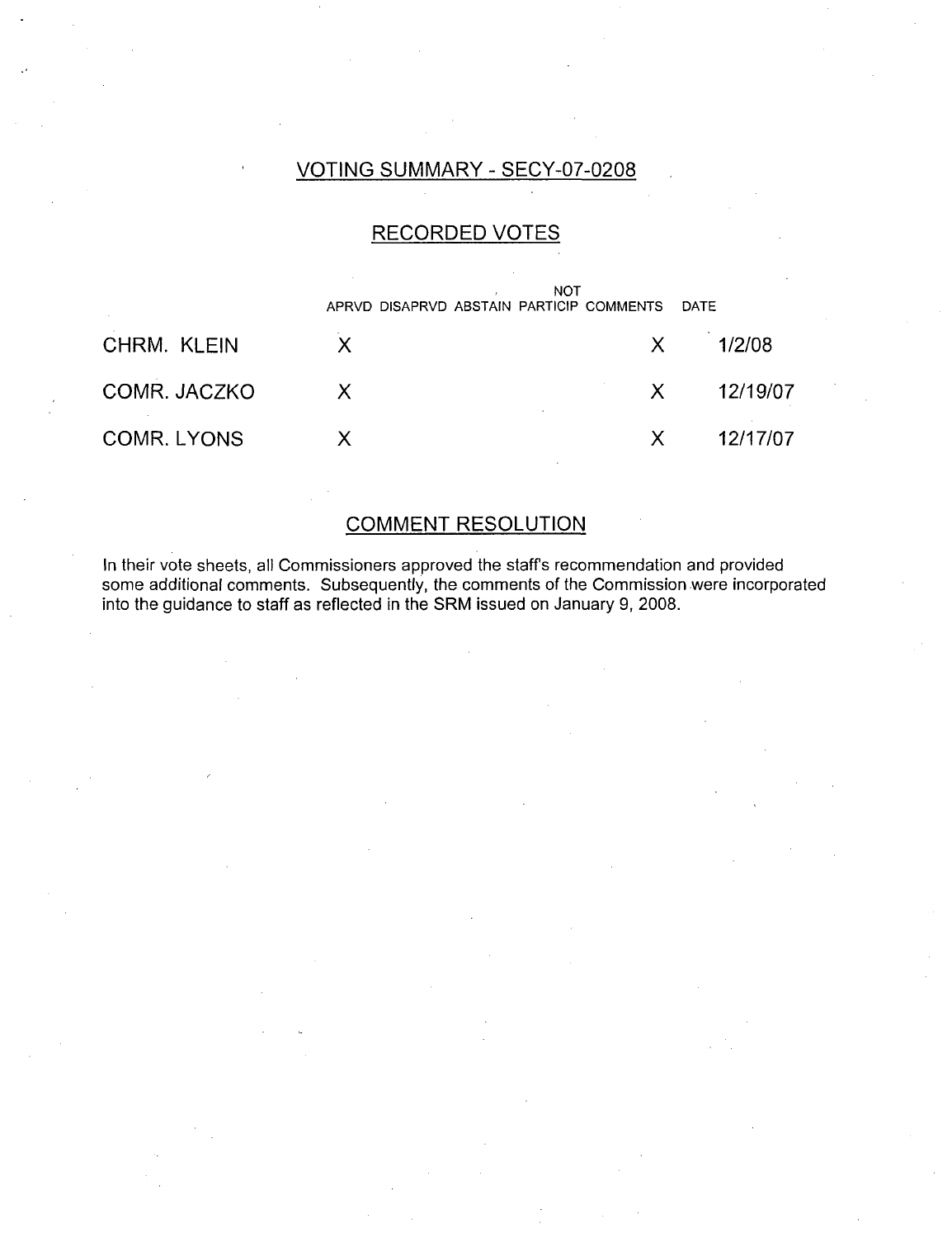## VOTING SUMMARY - SECY-07-0208

### RECORDED VOTES

| | APRVD | DISAPRVD | ABSTAIN | NOT PARTICIP | COMMENTS | DATE |
|---|---|---|---|---|---|---|
| CHRM. KLEIN | X | | | | X | 1/2/08 |
| COMR. JACZKO | X | | | | X | 12/19/07 |
| COMR. LYONS | X | | | | X | 12/17/07 |

### COMMENT RESOLUTION

In their vote sheets, all Commissioners approved the staff's recommendation and provided some additional comments. Subsequently, the comments of the Commission were incorporated into the guidance to staff as reflected in the SRM issued on January 9, 2008.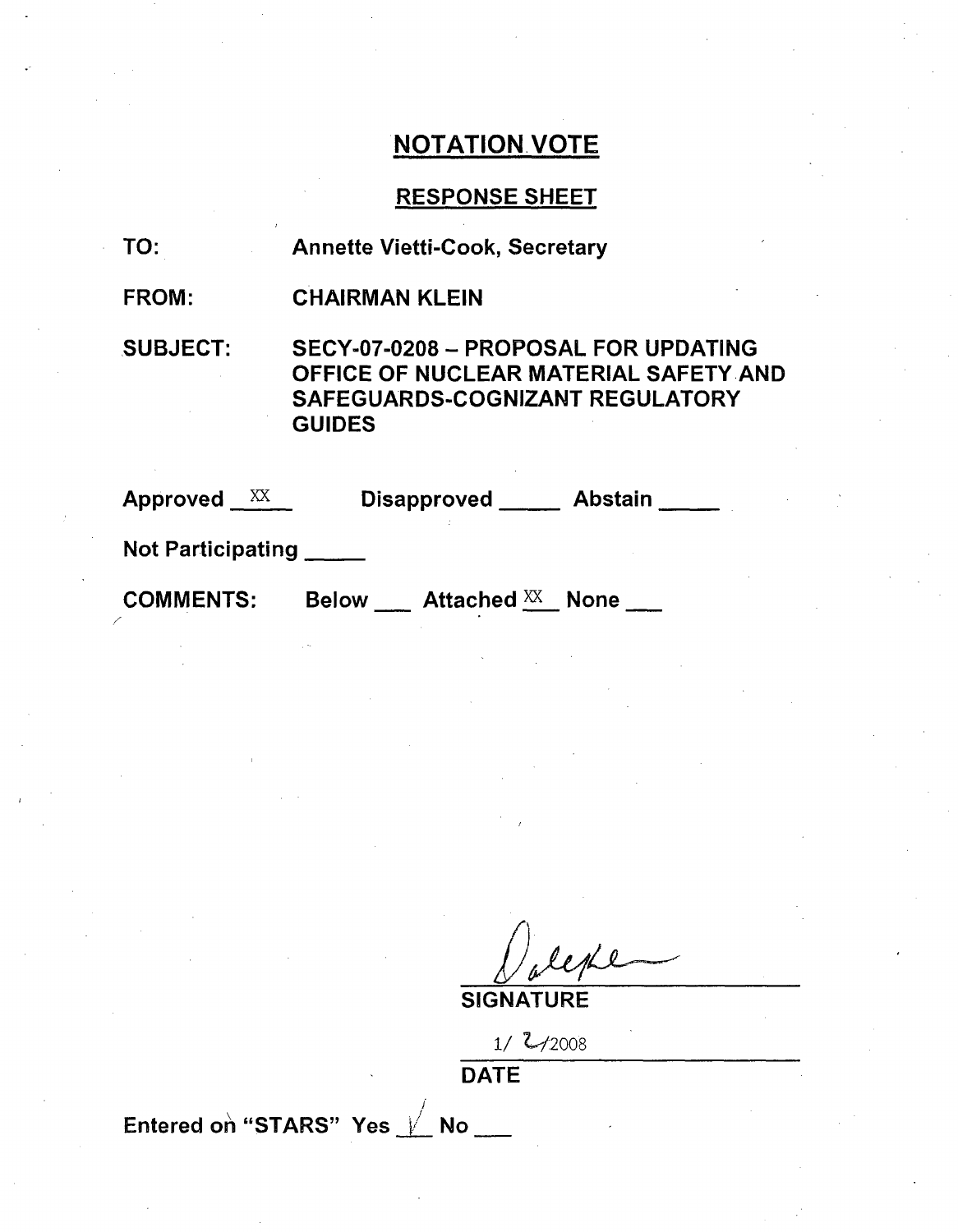# NOTATION VOTE

## RESPONSE SHEET

TO: Annette Vietti-Cook, Secretary

FROM: CHAIRMAN KLEIN

SUBJECT: SECY-07-0208 – PROPOSAL FOR UPDATING OFFICE OF NUCLEAR MATERIAL SAFETY AND SAFEGUARDS-COGNIZANT REGULATORY GUIDES

Approved XX Disapproved \_\_\_\_\_ Abstain \_\_\_\_\_

Not Participating \_\_\_\_\_

COMMENTS: Below \_\_\_ Attached XX None \_\_\_

SIGNATURE

1/ 2/2008

DATE

Entered on "STARS" Yes ✓ No \_\_\_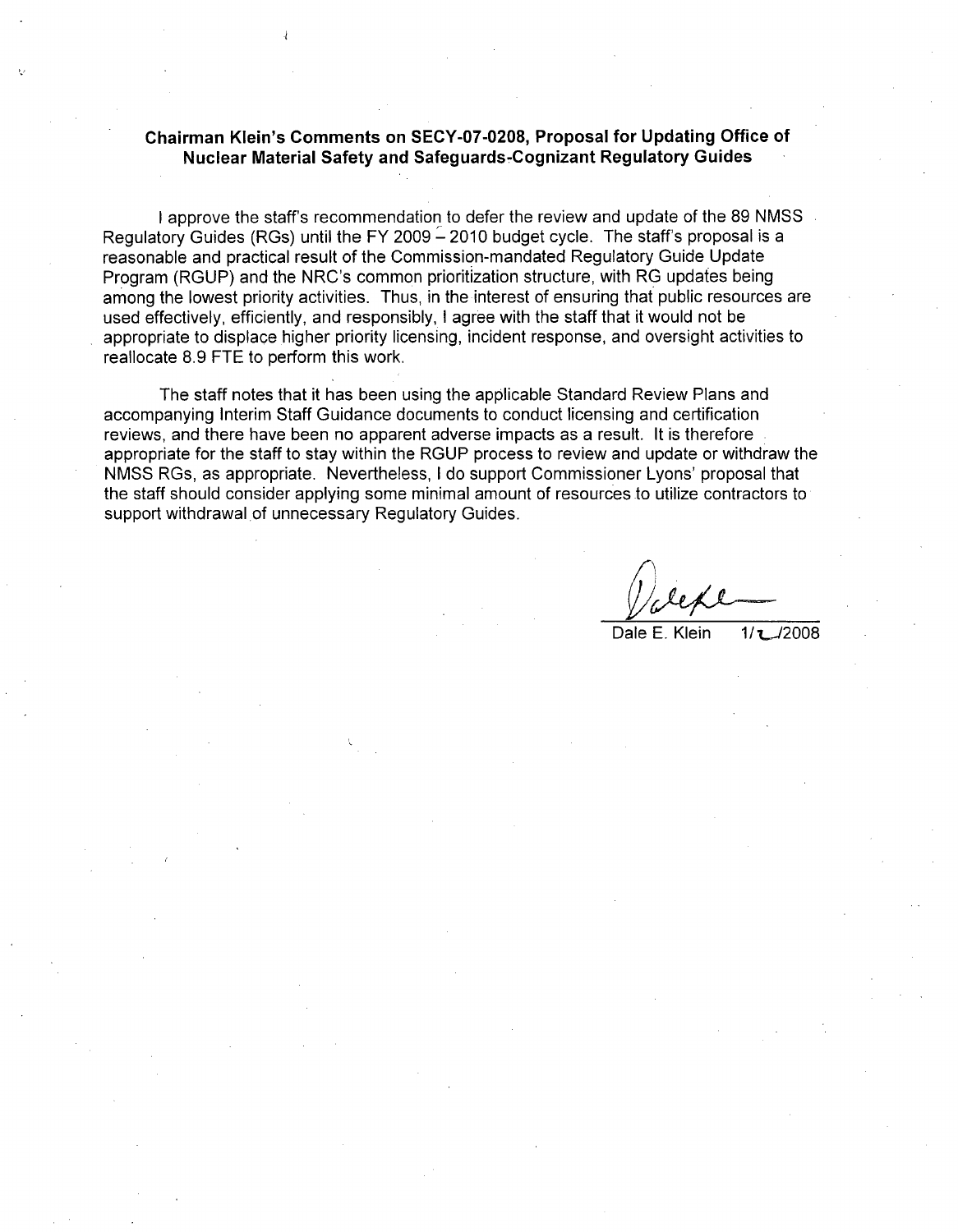**Chairman Klein's Comments on SECY-07-0208, Proposal for Updating Office of Nuclear Material Safety and Safeguards-Cognizant Regulatory Guides**

I approve the staff's recommendation to defer the review and update of the 89 NMSS Regulatory Guides (RGs) until the FY 2009 – 2010 budget cycle. The staff's proposal is a reasonable and practical result of the Commission-mandated Regulatory Guide Update Program (RGUP) and the NRC's common prioritization structure, with RG updates being among the lowest priority activities. Thus, in the interest of ensuring that public resources are used effectively, efficiently, and responsibly, I agree with the staff that it would not be appropriate to displace higher priority licensing, incident response, and oversight activities to reallocate 8.9 FTE to perform this work.

The staff notes that it has been using the applicable Standard Review Plans and accompanying Interim Staff Guidance documents to conduct licensing and certification reviews, and there have been no apparent adverse impacts as a result. It is therefore appropriate for the staff to stay within the RGUP process to review and update or withdraw the NMSS RGs, as appropriate. Nevertheless, I do support Commissioner Lyons' proposal that the staff should consider applying some minimal amount of resources to utilize contractors to support withdrawal of unnecessary Regulatory Guides.

Dale E. Klein 1/2/2008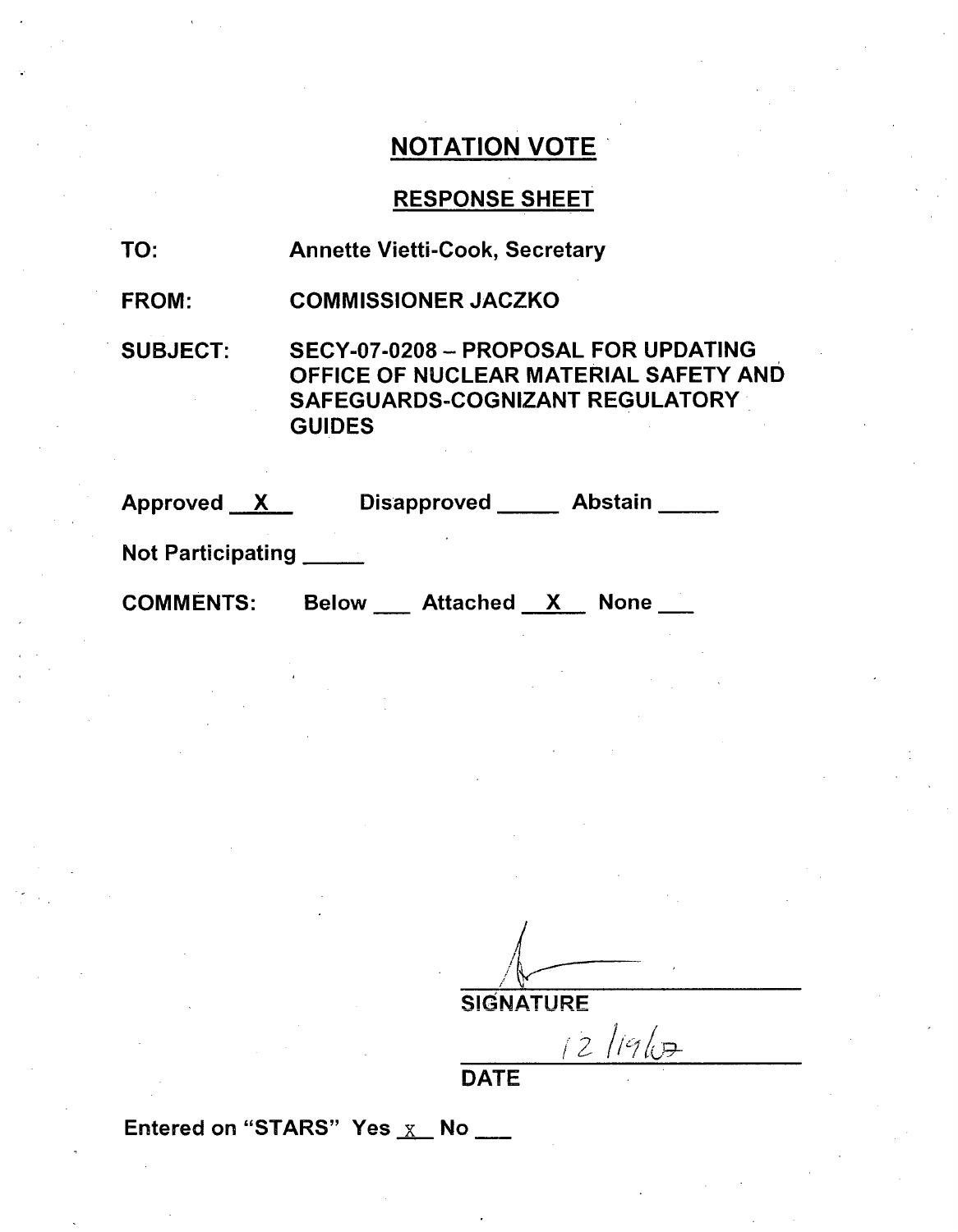# NOTATION VOTE

## RESPONSE SHEET

TO: Annette Vietti-Cook, Secretary

FROM: COMMISSIONER JACZKO

SUBJECT: SECY-07-0208 – PROPOSAL FOR UPDATING OFFICE OF NUCLEAR MATERIAL SAFETY AND SAFEGUARDS-COGNIZANT REGULATORY GUIDES

Approved \_\_X\_\_ Disapproved \_\_\_\_\_ Abstain \_\_\_\_\_

Not Participating \_\_\_\_\_

COMMENTS: Below \_\_\_ Attached \_\_X\_\_ None \_\_\_

SIGNATURE

12/19/07

DATE

Entered on "STARS" Yes \_x\_ No \_\_\_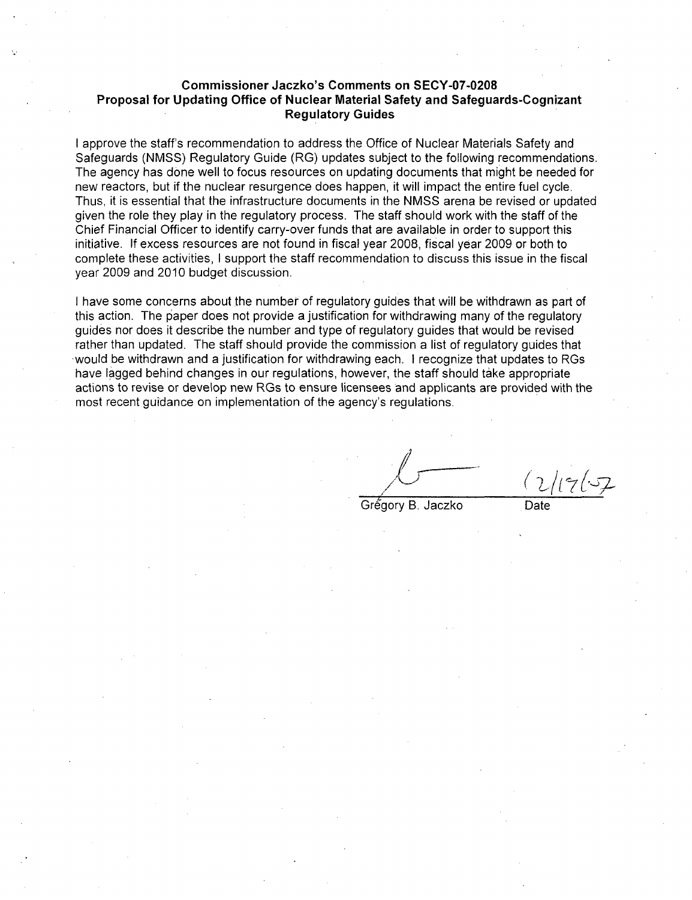**Commissioner Jaczko's Comments on SECY-07-0208**
**Proposal for Updating Office of Nuclear Material Safety and Safeguards-Cognizant Regulatory Guides**

I approve the staff's recommendation to address the Office of Nuclear Materials Safety and Safeguards (NMSS) Regulatory Guide (RG) updates subject to the following recommendations. The agency has done well to focus resources on updating documents that might be needed for new reactors, but if the nuclear resurgence does happen, it will impact the entire fuel cycle. Thus, it is essential that the infrastructure documents in the NMSS arena be revised or updated given the role they play in the regulatory process. The staff should work with the staff of the Chief Financial Officer to identify carry-over funds that are available in order to support this initiative. If excess resources are not found in fiscal year 2008, fiscal year 2009 or both to complete these activities, I support the staff recommendation to discuss this issue in the fiscal year 2009 and 2010 budget discussion.

I have some concerns about the number of regulatory guides that will be withdrawn as part of this action. The paper does not provide a justification for withdrawing many of the regulatory guides nor does it describe the number and type of regulatory guides that would be revised rather than updated. The staff should provide the commission a list of regulatory guides that would be withdrawn and a justification for withdrawing each. I recognize that updates to RGs have lagged behind changes in our regulations, however, the staff should take appropriate actions to revise or develop new RGs to ensure licensees and applicants are provided with the most recent guidance on implementation of the agency's regulations.

Grégory B. Jaczko

12/17/07
Date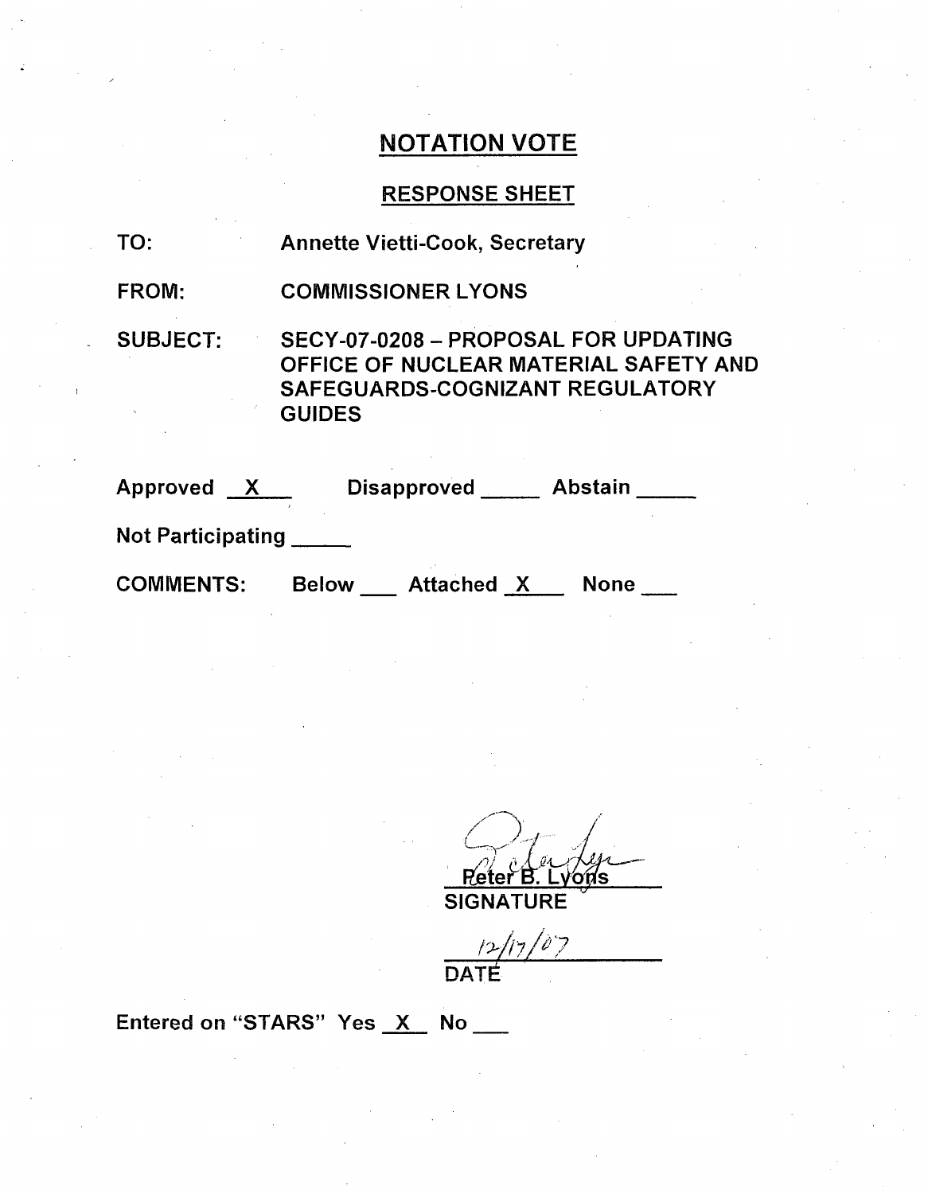## NOTATION VOTE

### RESPONSE SHEET

TO: Annette Vietti-Cook, Secretary

FROM: COMMISSIONER LYONS

SUBJECT: SECY-07-0208 – PROPOSAL FOR UPDATING OFFICE OF NUCLEAR MATERIAL SAFETY AND SAFEGUARDS-COGNIZANT REGULATORY GUIDES

Approved X Disapproved ____ Abstain ____

Not Participating ____

COMMENTS: Below ___ Attached X None ___

Peter B. Lyons

SIGNATURE

12/17/07

DATE

Entered on "STARS" Yes X No ___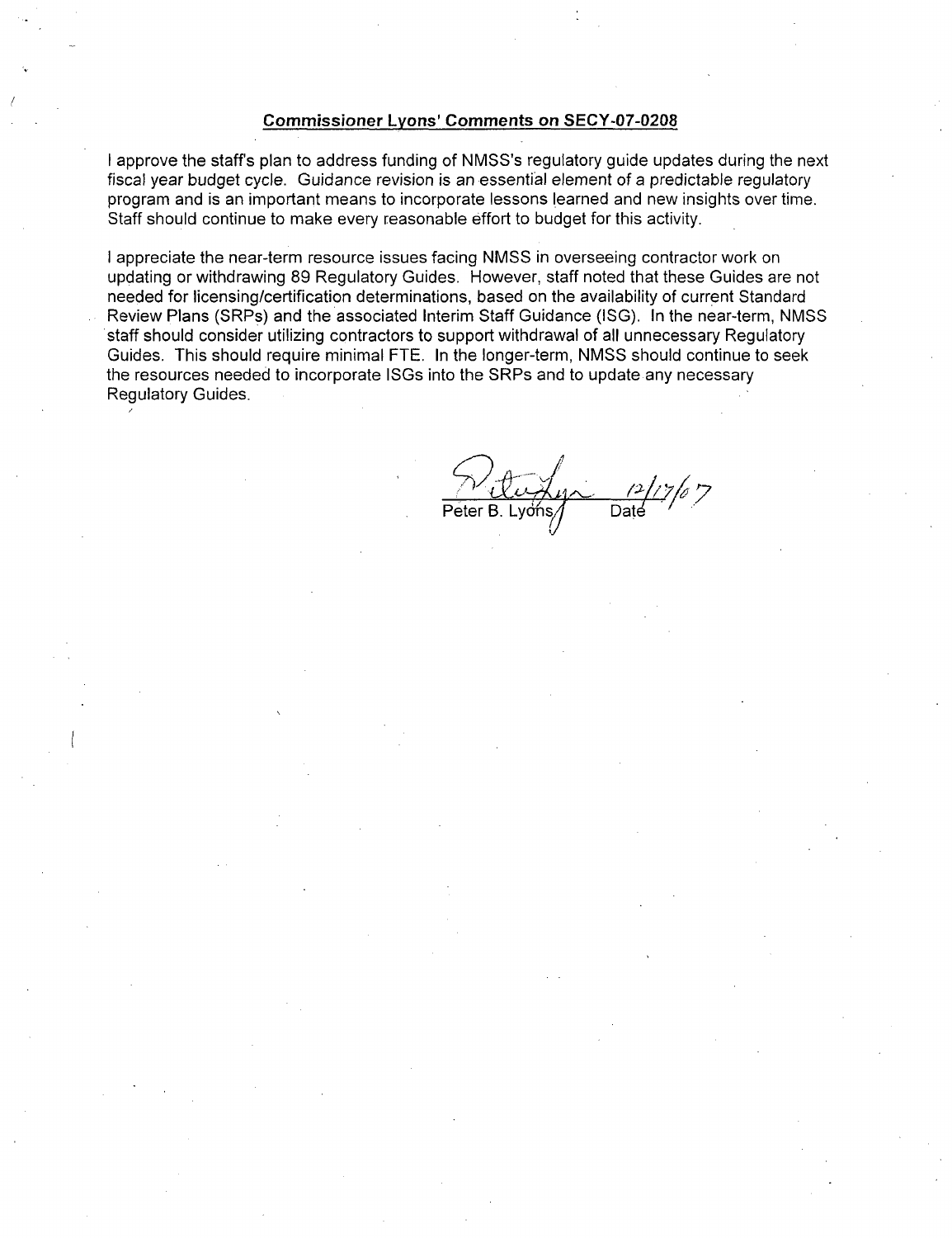**Commissioner Lyons' Comments on SECY-07-0208**

I approve the staff's plan to address funding of NMSS's regulatory guide updates during the next fiscal year budget cycle. Guidance revision is an essential element of a predictable regulatory program and is an important means to incorporate lessons learned and new insights over time. Staff should continue to make every reasonable effort to budget for this activity.

I appreciate the near-term resource issues facing NMSS in overseeing contractor work on updating or withdrawing 89 Regulatory Guides. However, staff noted that these Guides are not needed for licensing/certification determinations, based on the availability of current Standard Review Plans (SRPs) and the associated Interim Staff Guidance (ISG). In the near-term, NMSS staff should consider utilizing contractors to support withdrawal of all unnecessary Regulatory Guides. This should require minimal FTE. In the longer-term, NMSS should continue to seek the resources needed to incorporate ISGs into the SRPs and to update any necessary Regulatory Guides.

Peter B. Lyons 12/17/07
Date